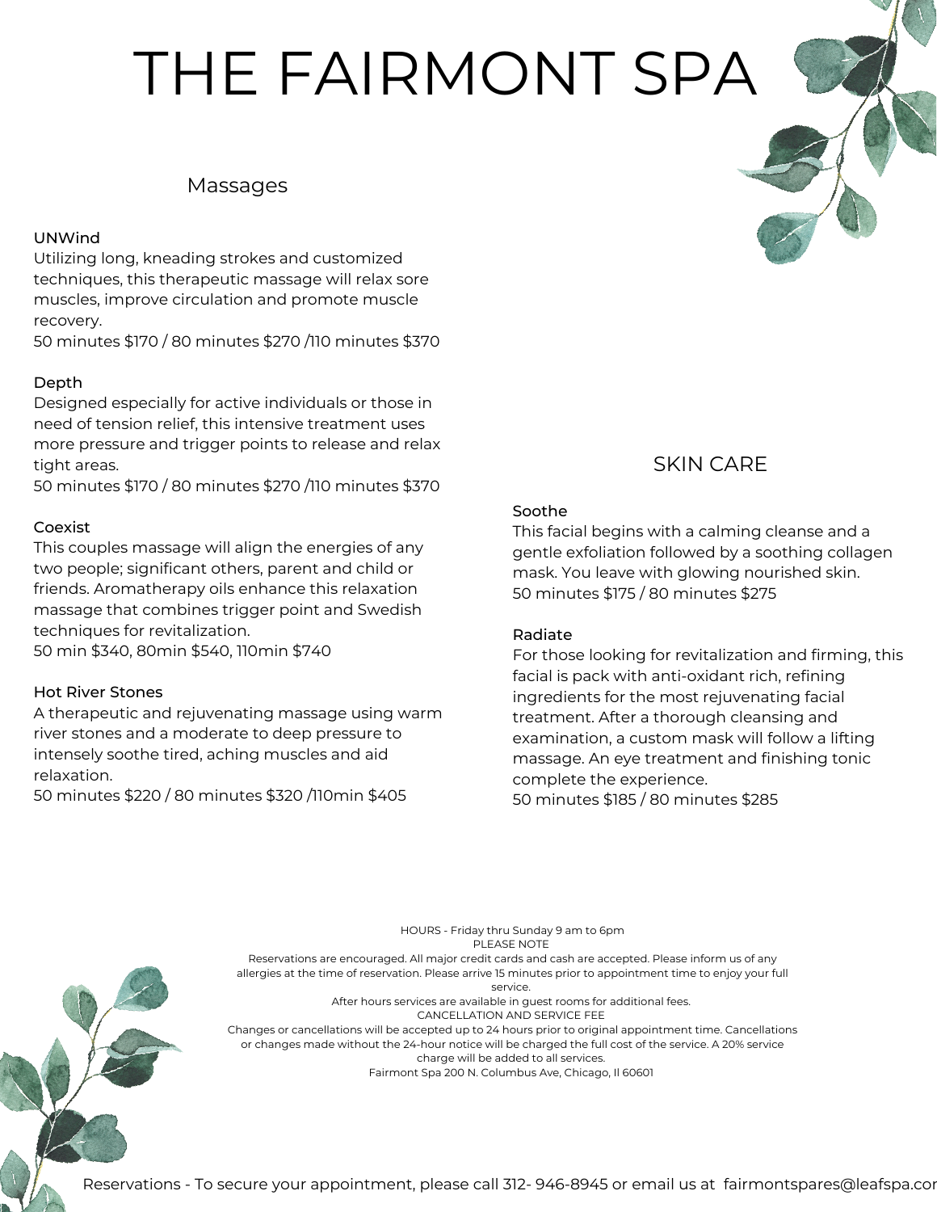# THE FAIRMONT SPA

## Massages

### UNWind

Utilizing long, kneading strokes and customized techniques, this therapeutic massage will relax sore muscles, improve circulation and promote muscle recovery.

50 minutes $170 / 80 minutes $270 /110 minutes $370

### Depth

Designed especially for active individuals or those in need of tension relief, this intensive treatment uses more pressure and trigger points to release and relax tight areas.

50 minutes $170 / 80 minutes $270 /110 minutes $370

### Coexist

This couples massage will align the energies of any two people; significant others, parent and child or friends. Aromatherapy oils enhance this relaxation massage that combines trigger point and Swedish techniques for revitalization.

50 min $340, 80min $540, 110min $740

### Hot River Stones

A therapeutic and rejuvenating massage using warm river stones and a moderate to deep pressure to intensely soothe tired, aching muscles and aid relaxation.

50 minutes $220 / 80 minutes $320 /110min $405

## SKIN CARE

### Soothe

This facial begins with a calming cleanse and a gentle exfoliation followed by a soothing collagen mask. You leave with glowing nourished skin.

50 minutes $175 / 80 minutes $275

### Radiate

For those looking for revitalization and firming, this facial is pack with anti-oxidant rich, refining ingredients for the most rejuvenating facial treatment. After a thorough cleansing and examination, a custom mask will follow a lifting massage. An eye treatment and finishing tonic complete the experience.

50 minutes $185 / 80 minutes $285

HOURS - Friday thru Sunday 9 am to 6pm

PLEASE NOTE

Reservations are encouraged. All major credit cards and cash are accepted. Please inform us of any allergies at the time of reservation. Please arrive 15 minutes prior to appointment time to enjoy your full service.

After hours services are available in guest rooms for additional fees.

CANCELLATION AND SERVICE FEE

Changes or cancellations will be accepted up to 24 hours prior to original appointment time. Cancellations or changes made without the 24-hour notice will be charged the full cost of the service. A 20% service charge will be added to all services.

Fairmont Spa 200 N. Columbus Ave, Chicago, Il 60601

Reservations - To secure your appointment, please call 312- 946-8945 or email us at fairmontspares@leafspa.cor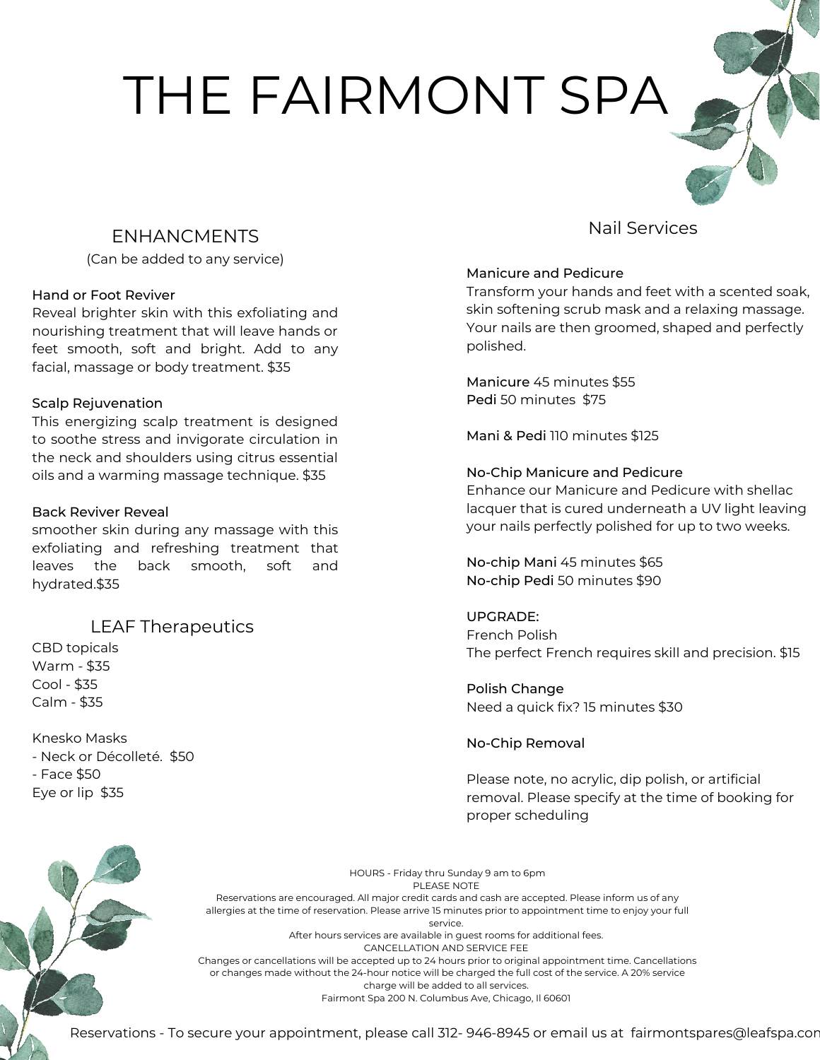# THE FAIRMONT SPA

## ENHANCMENTS

(Can be added to any service)

**Hand or Foot Reviver**
Reveal brighter skin with this exfoliating and nourishing treatment that will leave hands or feet smooth, soft and bright. Add to any facial, massage or body treatment. $35

**Scalp Rejuvenation**
This energizing scalp treatment is designed to soothe stress and invigorate circulation in the neck and shoulders using citrus essential oils and a warming massage technique. $35

**Back Reviver Reveal**
smoother skin during any massage with this exfoliating and refreshing treatment that leaves the back smooth, soft and hydrated.$35

## LEAF Therapeutics

CBD topicals
Warm - $35
Cool - $35
Calm - $35

Knesko Masks
- Neck or Décolleté. $50
- Face $50

Eye or lip $35

## Nail Services

**Manicure and Pedicure**
Transform your hands and feet with a scented soak, skin softening scrub mask and a relaxing massage. Your nails are then groomed, shaped and perfectly polished.

**Manicure** 45 minutes $55
**Pedi** 50 minutes $75

**Mani & Pedi** 110 minutes $125

**No-Chip Manicure and Pedicure**
Enhance our Manicure and Pedicure with shellac lacquer that is cured underneath a UV light leaving your nails perfectly polished for up to two weeks.

**No-chip Mani** 45 minutes $65
**No-chip Pedi** 50 minutes $90

**UPGRADE:**
French Polish
The perfect French requires skill and precision. $15

**Polish Change**
Need a quick fix? 15 minutes $30

**No-Chip Removal**

Please note, no acrylic, dip polish, or artificial removal. Please specify at the time of booking for proper scheduling

HOURS - Friday thru Sunday 9 am to 6pm
PLEASE NOTE
Reservations are encouraged. All major credit cards and cash are accepted. Please inform us of any allergies at the time of reservation. Please arrive 15 minutes prior to appointment time to enjoy your full service.
After hours services are available in guest rooms for additional fees.
CANCELLATION AND SERVICE FEE
Changes or cancellations will be accepted up to 24 hours prior to original appointment time. Cancellations or changes made without the 24-hour notice will be charged the full cost of the service. A 20% service charge will be added to all services.
Fairmont Spa 200 N. Columbus Ave, Chicago, Il 60601

Reservations - To secure your appointment, please call 312- 946-8945 or email us at fairmontspares@leafspa.com